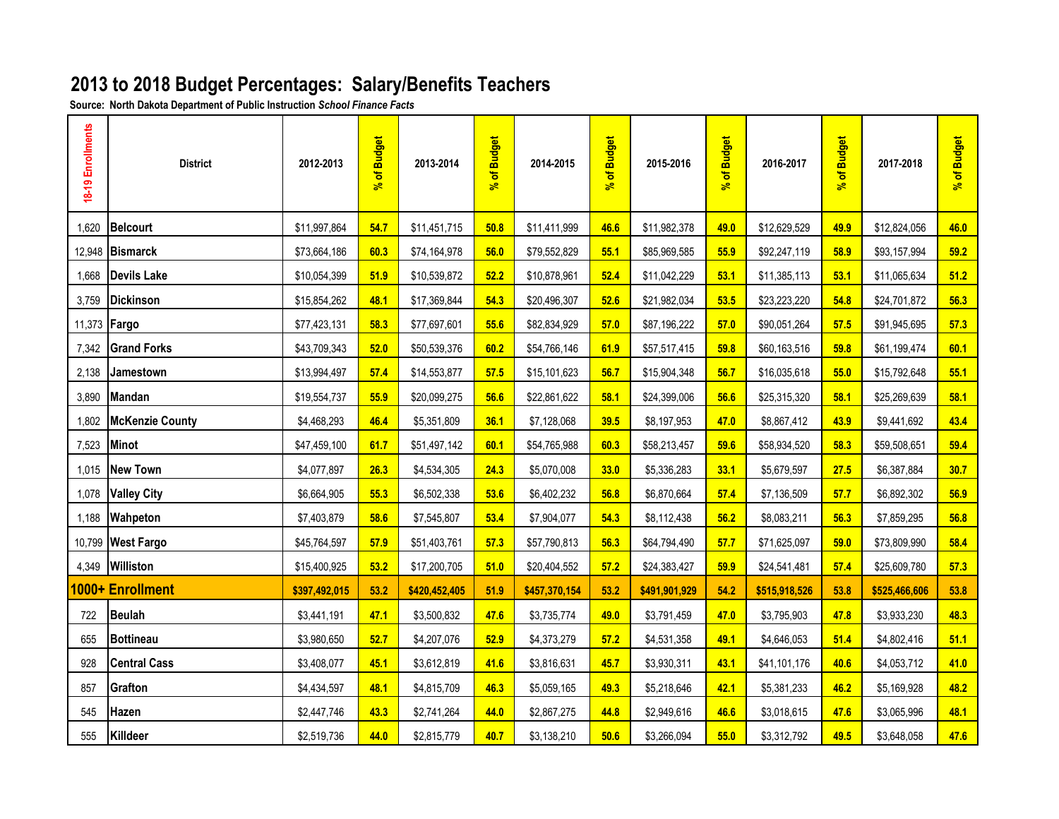# 2013 to 2018 Budget Percentages: Salary/Benefits Teachers

**Source: North Dakota Department of Public Instruction *School Finance Facts***

| 18-19 Enrollments | District | 2012-2013 | % of Budget | 2013-2014 | % of Budget | 2014-2015 | % of Budget | 2015-2016 | % of Budget | 2016-2017 | % of Budget | 2017-2018 | % of Budget |
|---|---|---|---|---|---|---|---|---|---|---|---|---|---|
| 1,620 | **Belcourt** | $11,997,864 | **54.7** | $11,451,715 | **50.8** | $11,411,999 | **46.6** | $11,982,378 | **49.0** | $12,629,529 | **49.9** | $12,824,056 | **46.0** |
| 12,948 | **Bismarck** | $73,664,186 | **60.3** | $74,164,978 | **56.0** | $79,552,829 | **55.1** | $85,969,585 | **55.9** | $92,247,119 | **58.9** | $93,157,994 | **59.2** |
| 1,668 | **Devils Lake** | $10,054,399 | **51.9** | $10,539,872 | **52.2** | $10,878,961 | **52.4** | $11,042,229 | **53.1** | $11,385,113 | **53.1** | $11,065,634 | **51.2** |
| 3,759 | **Dickinson** | $15,854,262 | **48.1** | $17,369,844 | **54.3** | $20,496,307 | **52.6** | $21,982,034 | **53.5** | $23,223,220 | **54.8** | $24,701,872 | **56.3** |
| 11,373 | **Fargo** | $77,423,131 | **58.3** | $77,697,601 | **55.6** | $82,834,929 | **57.0** | $87,196,222 | **57.0** | $90,051,264 | **57.5** | $91,945,695 | **57.3** |
| 7,342 | **Grand Forks** | $43,709,343 | **52.0** | $50,539,376 | **60.2** | $54,766,146 | **61.9** | $57,517,415 | **59.8** | $60,163,516 | **59.8** | $61,199,474 | **60.1** |
| 2,138 | **Jamestown** | $13,994,497 | **57.4** | $14,553,877 | **57.5** | $15,101,623 | **56.7** | $15,904,348 | **56.7** | $16,035,618 | **55.0** | $15,792,648 | **55.1** |
| 3,890 | **Mandan** | $19,554,737 | **55.9** | $20,099,275 | **56.6** | $22,861,622 | **58.1** | $24,399,006 | **56.6** | $25,315,320 | **58.1** | $25,269,639 | **58.1** |
| 1,802 | **McKenzie County** | $4,468,293 | **46.4** | $5,351,809 | **36.1** | $7,128,068 | **39.5** | $8,197,953 | **47.0** | $8,867,412 | **43.9** | $9,441,692 | **43.4** |
| 7,523 | **Minot** | $47,459,100 | **61.7** | $51,497,142 | **60.1** | $54,765,988 | **60.3** | $58,213,457 | **59.6** | $58,934,520 | **58.3** | $59,508,651 | **59.4** |
| 1,015 | **New Town** | $4,077,897 | **26.3** | $4,534,305 | **24.3** | $5,070,008 | **33.0** | $5,336,283 | **33.1** | $5,679,597 | **27.5** | $6,387,884 | **30.7** |
| 1,078 | **Valley City** | $6,664,905 | **55.3** | $6,502,338 | **53.6** | $6,402,232 | **56.8** | $6,870,664 | **57.4** | $7,136,509 | **57.7** | $6,892,302 | **56.9** |
| 1,188 | **Wahpeton** | $7,403,879 | **58.6** | $7,545,807 | **53.4** | $7,904,077 | **54.3** | $8,112,438 | **56.2** | $8,083,211 | **56.3** | $7,859,295 | **56.8** |
| 10,799 | **West Fargo** | $45,764,597 | **57.9** | $51,403,761 | **57.3** | $57,790,813 | **56.3** | $64,794,490 | **57.7** | $71,625,097 | **59.0** | $73,809,990 | **58.4** |
| 4,349 | **Williston** | $15,400,925 | **53.2** | $17,200,705 | **51.0** | $20,404,552 | **57.2** | $24,383,427 | **59.9** | $24,541,481 | **57.4** | $25,609,780 | **57.3** |
| **1000+ Enrollment** | | **$397,492,015** | **53.2** | **$420,452,405** | **51.9** | **$457,370,154** | **53.2** | **$491,901,929** | **54.2** | **$515,918,526** | **53.8** | **$525,466,606** | **53.8** |
| 722 | **Beulah** | $3,441,191 | **47.1** | $3,500,832 | **47.6** | $3,735,774 | **49.0** | $3,791,459 | **47.0** | $3,795,903 | **47.8** | $3,933,230 | **48.3** |
| 655 | **Bottineau** | $3,980,650 | **52.7** | $4,207,076 | **52.9** | $4,373,279 | **57.2** | $4,531,358 | **49.1** | $4,646,053 | **51.4** | $4,802,416 | **51.1** |
| 928 | **Central Cass** | $3,408,077 | **45.1** | $3,612,819 | **41.6** | $3,816,631 | **45.7** | $3,930,311 | **43.1** | $41,101,176 | **40.6** | $4,053,712 | **41.0** |
| 857 | **Grafton** | $4,434,597 | **48.1** | $4,815,709 | **46.3** | $5,059,165 | **49.3** | $5,218,646 | **42.1** | $5,381,233 | **46.2** | $5,169,928 | **48.2** |
| 545 | **Hazen** | $2,447,746 | **43.3** | $2,741,264 | **44.0** | $2,867,275 | **44.8** | $2,949,616 | **46.6** | $3,018,615 | **47.6** | $3,065,996 | **48.1** |
| 555 | **Killdeer** | $2,519,736 | **44.0** | $2,815,779 | **40.7** | $3,138,210 | **50.6** | $3,266,094 | **55.0** | $3,312,792 | **49.5** | $3,648,058 | **47.6** |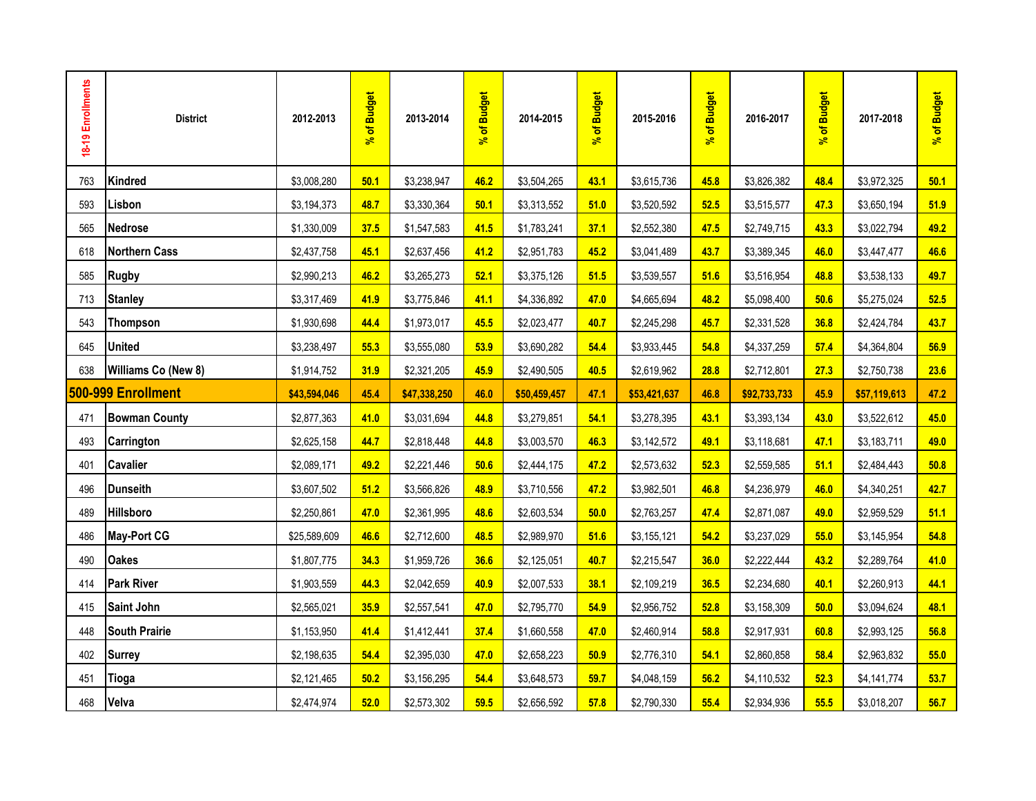| 18-19 Enrollments | District | 2012-2013 | % of Budget | 2013-2014 | % of Budget | 2014-2015 | % of Budget | 2015-2016 | % of Budget | 2016-2017 | % of Budget | 2017-2018 | % of Budget |
|---|---|---|---|---|---|---|---|---|---|---|---|---|---|
| 763 | **Kindred** | $3,008,280 | **50.1** | $3,238,947 | **46.2** | $3,504,265 | **43.1** | $3,615,736 | **45.8** | $3,826,382 | **48.4** | $3,972,325 | **50.1** |
| 593 | **Lisbon** | $3,194,373 | **48.7** | $3,330,364 | **50.1** | $3,313,552 | **51.0** | $3,520,592 | **52.5** | $3,515,577 | **47.3** | $3,650,194 | **51.9** |
| 565 | **Nedrose** | $1,330,009 | **37.5** | $1,547,583 | **41.5** | $1,783,241 | **37.1** | $2,552,380 | **47.5** | $2,749,715 | **43.3** | $3,022,794 | **49.2** |
| 618 | **Northern Cass** | $2,437,758 | **45.1** | $2,637,456 | **41.2** | $2,951,783 | **45.2** | $3,041,489 | **43.7** | $3,389,345 | **46.0** | $3,447,477 | **46.6** |
| 585 | **Rugby** | $2,990,213 | **46.2** | $3,265,273 | **52.1** | $3,375,126 | **51.5** | $3,539,557 | **51.6** | $3,516,954 | **48.8** | $3,538,133 | **49.7** |
| 713 | **Stanley** | $3,317,469 | **41.9** | $3,775,846 | **41.1** | $4,336,892 | **47.0** | $4,665,694 | **48.2** | $5,098,400 | **50.6** | $5,275,024 | **52.5** |
| 543 | **Thompson** | $1,930,698 | **44.4** | $1,973,017 | **45.5** | $2,023,477 | **40.7** | $2,245,298 | **45.7** | $2,331,528 | **36.8** | $2,424,784 | **43.7** |
| 645 | **United** | $3,238,497 | **55.3** | $3,555,080 | **53.9** | $3,690,282 | **54.4** | $3,933,445 | **54.8** | $4,337,259 | **57.4** | $4,364,804 | **56.9** |
| 638 | **Williams Co (New 8)** | $1,914,752 | **31.9** | $2,321,205 | **45.9** | $2,490,505 | **40.5** | $2,619,962 | **28.8** | $2,712,801 | **27.3** | $2,750,738 | **23.6** |
| **500-999 Enrollment** | | **$43,594,046** | **45.4** | **$47,338,250** | **46.0** | **$50,459,457** | **47.1** | **$53,421,637** | **46.8** | **$92,733,733** | **45.9** | **$57,119,613** | **47.2** |
| 471 | **Bowman County** | $2,877,363 | **41.0** | $3,031,694 | **44.8** | $3,279,851 | **54.1** | $3,278,395 | **43.1** | $3,393,134 | **43.0** | $3,522,612 | **45.0** |
| 493 | **Carrington** | $2,625,158 | **44.7** | $2,818,448 | **44.8** | $3,003,570 | **46.3** | $3,142,572 | **49.1** | $3,118,681 | **47.1** | $3,183,711 | **49.0** |
| 401 | **Cavalier** | $2,089,171 | **49.2** | $2,221,446 | **50.6** | $2,444,175 | **47.2** | $2,573,632 | **52.3** | $2,559,585 | **51.1** | $2,484,443 | **50.8** |
| 496 | **Dunseith** | $3,607,502 | **51.2** | $3,566,826 | **48.9** | $3,710,556 | **47.2** | $3,982,501 | **46.8** | $4,236,979 | **46.0** | $4,340,251 | **42.7** |
| 489 | **Hillsboro** | $2,250,861 | **47.0** | $2,361,995 | **48.6** | $2,603,534 | **50.0** | $2,763,257 | **47.4** | $2,871,087 | **49.0** | $2,959,529 | **51.1** |
| 486 | **May-Port CG** | $25,589,609 | **46.6** | $2,712,600 | **48.5** | $2,989,970 | **51.6** | $3,155,121 | **54.2** | $3,237,029 | **55.0** | $3,145,954 | **54.8** |
| 490 | **Oakes** | $1,807,775 | **34.3** | $1,959,726 | **36.6** | $2,125,051 | **40.7** | $2,215,547 | **36.0** | $2,222,444 | **43.2** | $2,289,764 | **41.0** |
| 414 | **Park River** | $1,903,559 | **44.3** | $2,042,659 | **40.9** | $2,007,533 | **38.1** | $2,109,219 | **36.5** | $2,234,680 | **40.1** | $2,260,913 | **44.1** |
| 415 | **Saint John** | $2,565,021 | **35.9** | $2,557,541 | **47.0** | $2,795,770 | **54.9** | $2,956,752 | **52.8** | $3,158,309 | **50.0** | $3,094,624 | **48.1** |
| 448 | **South Prairie** | $1,153,950 | **41.4** | $1,412,441 | **37.4** | $1,660,558 | **47.0** | $2,460,914 | **58.8** | $2,917,931 | **60.8** | $2,993,125 | **56.8** |
| 402 | **Surrey** | $2,198,635 | **54.4** | $2,395,030 | **47.0** | $2,658,223 | **50.9** | $2,776,310 | **54.1** | $2,860,858 | **58.4** | $2,963,832 | **55.0** |
| 451 | **Tioga** | $2,121,465 | **50.2** | $3,156,295 | **54.4** | $3,648,573 | **59.7** | $4,048,159 | **56.2** | $4,110,532 | **52.3** | $4,141,774 | **53.7** |
| 468 | **Velva** | $2,474,974 | **52.0** | $2,573,302 | **59.5** | $2,656,592 | **57.8** | $2,790,330 | **55.4** | $2,934,936 | **55.5** | $3,018,207 | **56.7** |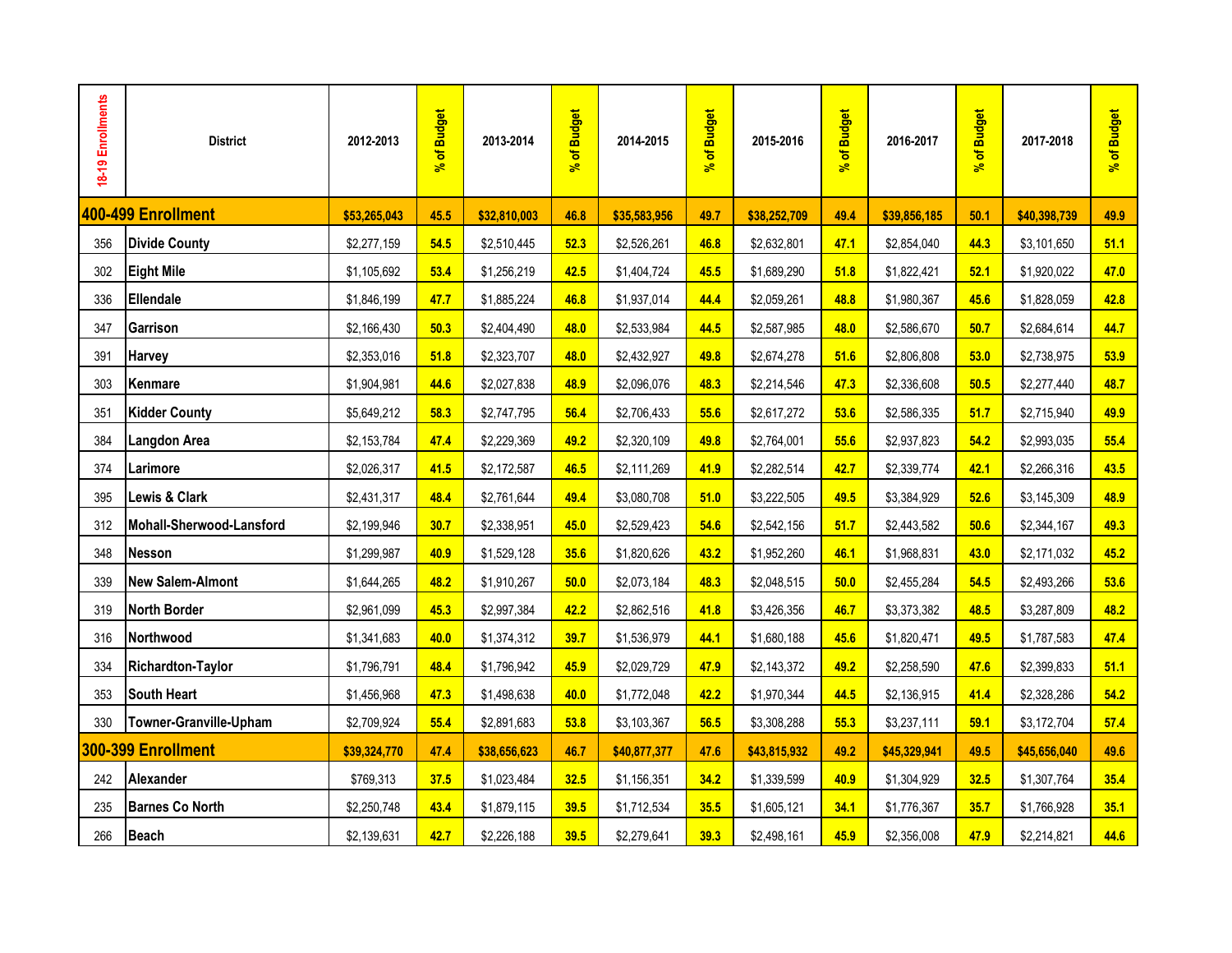| 18-19 Enrollments | District | 2012-2013 | % of Budget | 2013-2014 | % of Budget | 2014-2015 | % of Budget | 2015-2016 | % of Budget | 2016-2017 | % of Budget | 2017-2018 | % of Budget |
|---|---|---|---|---|---|---|---|---|---|---|---|---|---|
| **400-499 Enrollment** | | **$53,265,043** | **45.5** | **$32,810,003** | **46.8** | **$35,583,956** | **49.7** | **$38,252,709** | **49.4** | **$39,856,185** | **50.1** | **$40,398,739** | **49.9** |
| 356 | **Divide County** | $2,277,159 | **54.5** | $2,510,445 | **52.3** | $2,526,261 | **46.8** | $2,632,801 | **47.1** | $2,854,040 | **44.3** | $3,101,650 | **51.1** |
| 302 | **Eight Mile** | $1,105,692 | **53.4** | $1,256,219 | **42.5** | $1,404,724 | **45.5** | $1,689,290 | **51.8** | $1,822,421 | **52.1** | $1,920,022 | **47.0** |
| 336 | **Ellendale** | $1,846,199 | **47.7** | $1,885,224 | **46.8** | $1,937,014 | **44.4** | $2,059,261 | **48.8** | $1,980,367 | **45.6** | $1,828,059 | **42.8** |
| 347 | **Garrison** | $2,166,430 | **50.3** | $2,404,490 | **48.0** | $2,533,984 | **44.5** | $2,587,985 | **48.0** | $2,586,670 | **50.7** | $2,684,614 | **44.7** |
| 391 | **Harvey** | $2,353,016 | **51.8** | $2,323,707 | **48.0** | $2,432,927 | **49.8** | $2,674,278 | **51.6** | $2,806,808 | **53.0** | $2,738,975 | **53.9** |
| 303 | **Kenmare** | $1,904,981 | **44.6** | $2,027,838 | **48.9** | $2,096,076 | **48.3** | $2,214,546 | **47.3** | $2,336,608 | **50.5** | $2,277,440 | **48.7** |
| 351 | **Kidder County** | $5,649,212 | **58.3** | $2,747,795 | **56.4** | $2,706,433 | **55.6** | $2,617,272 | **53.6** | $2,586,335 | **51.7** | $2,715,940 | **49.9** |
| 384 | **Langdon Area** | $2,153,784 | **47.4** | $2,229,369 | **49.2** | $2,320,109 | **49.8** | $2,764,001 | **55.6** | $2,937,823 | **54.2** | $2,993,035 | **55.4** |
| 374 | **Larimore** | $2,026,317 | **41.5** | $2,172,587 | **46.5** | $2,111,269 | **41.9** | $2,282,514 | **42.7** | $2,339,774 | **42.1** | $2,266,316 | **43.5** |
| 395 | **Lewis & Clark** | $2,431,317 | **48.4** | $2,761,644 | **49.4** | $3,080,708 | **51.0** | $3,222,505 | **49.5** | $3,384,929 | **52.6** | $3,145,309 | **48.9** |
| 312 | **Mohall-Sherwood-Lansford** | $2,199,946 | **30.7** | $2,338,951 | **45.0** | $2,529,423 | **54.6** | $2,542,156 | **51.7** | $2,443,582 | **50.6** | $2,344,167 | **49.3** |
| 348 | **Nesson** | $1,299,987 | **40.9** | $1,529,128 | **35.6** | $1,820,626 | **43.2** | $1,952,260 | **46.1** | $1,968,831 | **43.0** | $2,171,032 | **45.2** |
| 339 | **New Salem-Almont** | $1,644,265 | **48.2** | $1,910,267 | **50.0** | $2,073,184 | **48.3** | $2,048,515 | **50.0** | $2,455,284 | **54.5** | $2,493,266 | **53.6** |
| 319 | **North Border** | $2,961,099 | **45.3** | $2,997,384 | **42.2** | $2,862,516 | **41.8** | $3,426,356 | **46.7** | $3,373,382 | **48.5** | $3,287,809 | **48.2** |
| 316 | **Northwood** | $1,341,683 | **40.0** | $1,374,312 | **39.7** | $1,536,979 | **44.1** | $1,680,188 | **45.6** | $1,820,471 | **49.5** | $1,787,583 | **47.4** |
| 334 | **Richardton-Taylor** | $1,796,791 | **48.4** | $1,796,942 | **45.9** | $2,029,729 | **47.9** | $2,143,372 | **49.2** | $2,258,590 | **47.6** | $2,399,833 | **51.1** |
| 353 | **South Heart** | $1,456,968 | **47.3** | $1,498,638 | **40.0** | $1,772,048 | **42.2** | $1,970,344 | **44.5** | $2,136,915 | **41.4** | $2,328,286 | **54.2** |
| 330 | **Towner-Granville-Upham** | $2,709,924 | **55.4** | $2,891,683 | **53.8** | $3,103,367 | **56.5** | $3,308,288 | **55.3** | $3,237,111 | **59.1** | $3,172,704 | **57.4** |
| **300-399 Enrollment** | | **$39,324,770** | **47.4** | **$38,656,623** | **46.7** | **$40,877,377** | **47.6** | **$43,815,932** | **49.2** | **$45,329,941** | **49.5** | **$45,656,040** | **49.6** |
| 242 | **Alexander** | $769,313 | **37.5** | $1,023,484 | **32.5** | $1,156,351 | **34.2** | $1,339,599 | **40.9** | $1,304,929 | **32.5** | $1,307,764 | **35.4** |
| 235 | **Barnes Co North** | $2,250,748 | **43.4** | $1,879,115 | **39.5** | $1,712,534 | **35.5** | $1,605,121 | **34.1** | $1,776,367 | **35.7** | $1,766,928 | **35.1** |
| 266 | **Beach** | $2,139,631 | **42.7** | $2,226,188 | **39.5** | $2,279,641 | **39.3** | $2,498,161 | **45.9** | $2,356,008 | **47.9** | $2,214,821 | **44.6** |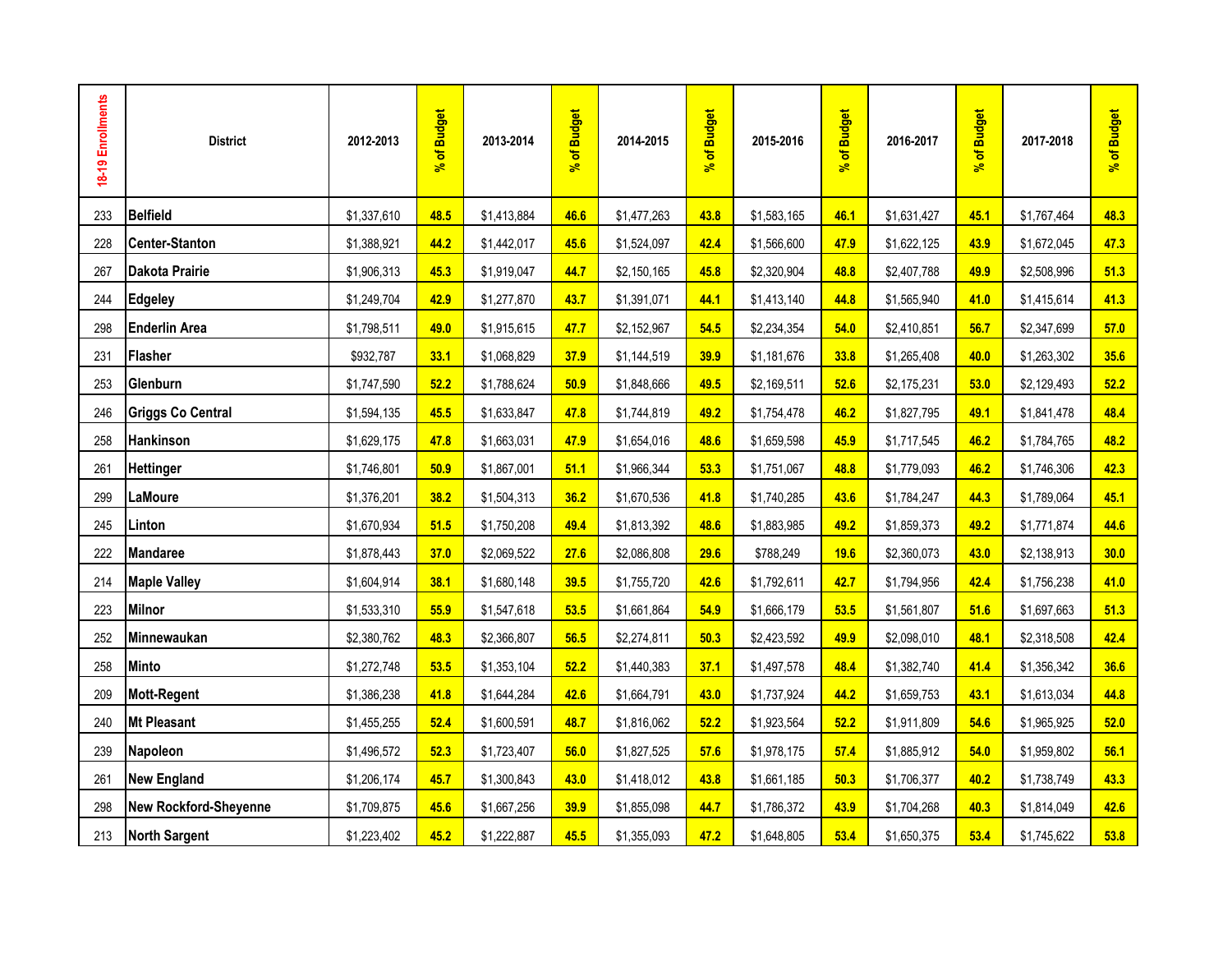| 18-19 Enrollments | District | 2012-2013 | % of Budget | 2013-2014 | % of Budget | 2014-2015 | % of Budget | 2015-2016 | % of Budget | 2016-2017 | % of Budget | 2017-2018 | % of Budget |
|---|---|---|---|---|---|---|---|---|---|---|---|---|---|
| 233 | **Belfield** | $1,337,610 | **48.5** | $1,413,884 | **46.6** | $1,477,263 | **43.8** | $1,583,165 | **46.1** | $1,631,427 | **45.1** | $1,767,464 | **48.3** |
| 228 | **Center-Stanton** | $1,388,921 | **44.2** | $1,442,017 | **45.6** | $1,524,097 | **42.4** | $1,566,600 | **47.9** | $1,622,125 | **43.9** | $1,672,045 | **47.3** |
| 267 | **Dakota Prairie** | $1,906,313 | **45.3** | $1,919,047 | **44.7** | $2,150,165 | **45.8** | $2,320,904 | **48.8** | $2,407,788 | **49.9** | $2,508,996 | **51.3** |
| 244 | **Edgeley** | $1,249,704 | **42.9** | $1,277,870 | **43.7** | $1,391,071 | **44.1** | $1,413,140 | **44.8** | $1,565,940 | **41.0** | $1,415,614 | **41.3** |
| 298 | **Enderlin Area** | $1,798,511 | **49.0** | $1,915,615 | **47.7** | $2,152,967 | **54.5** | $2,234,354 | **54.0** | $2,410,851 | **56.7** | $2,347,699 | **57.0** |
| 231 | **Flasher** | $932,787 | **33.1** | $1,068,829 | **37.9** | $1,144,519 | **39.9** | $1,181,676 | **33.8** | $1,265,408 | **40.0** | $1,263,302 | **35.6** |
| 253 | **Glenburn** | $1,747,590 | **52.2** | $1,788,624 | **50.9** | $1,848,666 | **49.5** | $2,169,511 | **52.6** | $2,175,231 | **53.0** | $2,129,493 | **52.2** |
| 246 | **Griggs Co Central** | $1,594,135 | **45.5** | $1,633,847 | **47.8** | $1,744,819 | **49.2** | $1,754,478 | **46.2** | $1,827,795 | **49.1** | $1,841,478 | **48.4** |
| 258 | **Hankinson** | $1,629,175 | **47.8** | $1,663,031 | **47.9** | $1,654,016 | **48.6** | $1,659,598 | **45.9** | $1,717,545 | **46.2** | $1,784,765 | **48.2** |
| 261 | **Hettinger** | $1,746,801 | **50.9** | $1,867,001 | **51.1** | $1,966,344 | **53.3** | $1,751,067 | **48.8** | $1,779,093 | **46.2** | $1,746,306 | **42.3** |
| 299 | **LaMoure** | $1,376,201 | **38.2** | $1,504,313 | **36.2** | $1,670,536 | **41.8** | $1,740,285 | **43.6** | $1,784,247 | **44.3** | $1,789,064 | **45.1** |
| 245 | **Linton** | $1,670,934 | **51.5** | $1,750,208 | **49.4** | $1,813,392 | **48.6** | $1,883,985 | **49.2** | $1,859,373 | **49.2** | $1,771,874 | **44.6** |
| 222 | **Mandaree** | $1,878,443 | **37.0** | $2,069,522 | **27.6** | $2,086,808 | **29.6** | $788,249 | **19.6** | $2,360,073 | **43.0** | $2,138,913 | **30.0** |
| 214 | **Maple Valley** | $1,604,914 | **38.1** | $1,680,148 | **39.5** | $1,755,720 | **42.6** | $1,792,611 | **42.7** | $1,794,956 | **42.4** | $1,756,238 | **41.0** |
| 223 | **Milnor** | $1,533,310 | **55.9** | $1,547,618 | **53.5** | $1,661,864 | **54.9** | $1,666,179 | **53.5** | $1,561,807 | **51.6** | $1,697,663 | **51.3** |
| 252 | **Minnewaukan** | $2,380,762 | **48.3** | $2,366,807 | **56.5** | $2,274,811 | **50.3** | $2,423,592 | **49.9** | $2,098,010 | **48.1** | $2,318,508 | **42.4** |
| 258 | **Minto** | $1,272,748 | **53.5** | $1,353,104 | **52.2** | $1,440,383 | **37.1** | $1,497,578 | **48.4** | $1,382,740 | **41.4** | $1,356,342 | **36.6** |
| 209 | **Mott-Regent** | $1,386,238 | **41.8** | $1,644,284 | **42.6** | $1,664,791 | **43.0** | $1,737,924 | **44.2** | $1,659,753 | **43.1** | $1,613,034 | **44.8** |
| 240 | **Mt Pleasant** | $1,455,255 | **52.4** | $1,600,591 | **48.7** | $1,816,062 | **52.2** | $1,923,564 | **52.2** | $1,911,809 | **54.6** | $1,965,925 | **52.0** |
| 239 | **Napoleon** | $1,496,572 | **52.3** | $1,723,407 | **56.0** | $1,827,525 | **57.6** | $1,978,175 | **57.4** | $1,885,912 | **54.0** | $1,959,802 | **56.1** |
| 261 | **New England** | $1,206,174 | **45.7** | $1,300,843 | **43.0** | $1,418,012 | **43.8** | $1,661,185 | **50.3** | $1,706,377 | **40.2** | $1,738,749 | **43.3** |
| 298 | **New Rockford-Sheyenne** | $1,709,875 | **45.6** | $1,667,256 | **39.9** | $1,855,098 | **44.7** | $1,786,372 | **43.9** | $1,704,268 | **40.3** | $1,814,049 | **42.6** |
| 213 | **North Sargent** | $1,223,402 | **45.2** | $1,222,887 | **45.5** | $1,355,093 | **47.2** | $1,648,805 | **53.4** | $1,650,375 | **53.4** | $1,745,622 | **53.8** |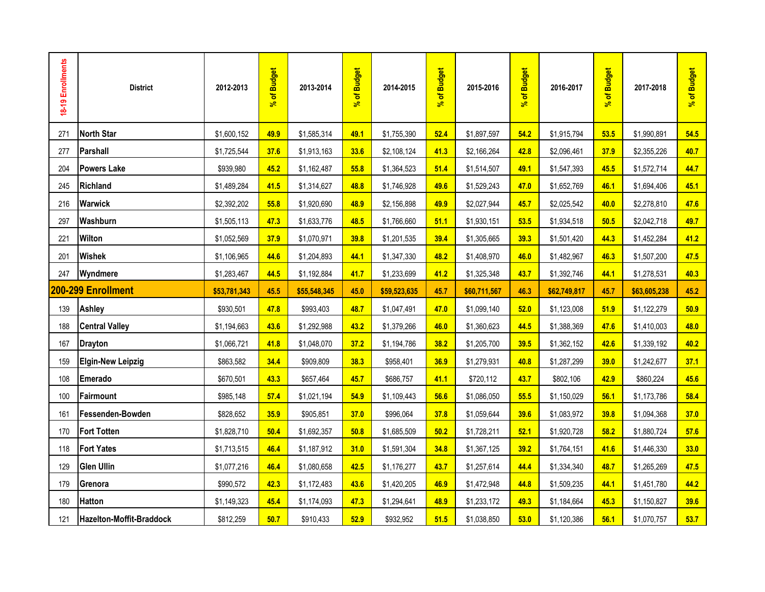| 18-19 Enrollments | District | 2012-2013 | % of Budget | 2013-2014 | % of Budget | 2014-2015 | % of Budget | 2015-2016 | % of Budget | 2016-2017 | % of Budget | 2017-2018 | % of Budget |
|---|---|---|---|---|---|---|---|---|---|---|---|---|---|
| 271 | North Star | $1,600,152 | 49.9 | $1,585,314 | 49.1 | $1,755,390 | 52.4 | $1,897,597 | 54.2 | $1,915,794 | 53.5 | $1,990,891 | 54.5 |
| 277 | Parshall | $1,725,544 | 37.6 | $1,913,163 | 33.6 | $2,108,124 | 41.3 | $2,166,264 | 42.8 | $2,096,461 | 37.9 | $2,355,226 | 40.7 |
| 204 | Powers Lake | $939,980 | 45.2 | $1,162,487 | 55.8 | $1,364,523 | 51.4 | $1,514,507 | 49.1 | $1,547,393 | 45.5 | $1,572,714 | 44.7 |
| 245 | Richland | $1,489,284 | 41.5 | $1,314,627 | 48.8 | $1,746,928 | 49.6 | $1,529,243 | 47.0 | $1,652,769 | 46.1 | $1,694,406 | 45.1 |
| 216 | Warwick | $2,392,202 | 55.8 | $1,920,690 | 48.9 | $2,156,898 | 49.9 | $2,027,944 | 45.7 | $2,025,542 | 40.0 | $2,278,810 | 47.6 |
| 297 | Washburn | $1,505,113 | 47.3 | $1,633,776 | 48.5 | $1,766,660 | 51.1 | $1,930,151 | 53.5 | $1,934,518 | 50.5 | $2,042,718 | 49.7 |
| 221 | Wilton | $1,052,569 | 37.9 | $1,070,971 | 39.8 | $1,201,535 | 39.4 | $1,305,665 | 39.3 | $1,501,420 | 44.3 | $1,452,284 | 41.2 |
| 201 | Wishek | $1,106,965 | 44.6 | $1,204,893 | 44.1 | $1,347,330 | 48.2 | $1,408,970 | 46.0 | $1,482,967 | 46.3 | $1,507,200 | 47.5 |
| 247 | Wyndmere | $1,283,467 | 44.5 | $1,192,884 | 41.7 | $1,233,699 | 41.2 | $1,325,348 | 43.7 | $1,392,746 | 44.1 | $1,278,531 | 40.3 |
| **200-299 Enrollment** | | **$53,781,343** | **45.5** | **$55,548,345** | **45.0** | **$59,523,635** | **45.7** | **$60,711,567** | **46.3** | **$62,749,817** | **45.7** | **$63,605,238** | **45.2** |
| 139 | Ashley | $930,501 | 47.8 | $993,403 | 48.7 | $1,047,491 | 47.0 | $1,099,140 | 52.0 | $1,123,008 | 51.9 | $1,122,279 | 50.9 |
| 188 | Central Valley | $1,194,663 | 43.6 | $1,292,988 | 43.2 | $1,379,266 | 46.0 | $1,360,623 | 44.5 | $1,388,369 | 47.6 | $1,410,003 | 48.0 |
| 167 | Drayton | $1,066,721 | 41.8 | $1,048,070 | 37.2 | $1,194,786 | 38.2 | $1,205,700 | 39.5 | $1,362,152 | 42.6 | $1,339,192 | 40.2 |
| 159 | Elgin-New Leipzig | $863,582 | 34.4 | $909,809 | 38.3 | $958,401 | 36.9 | $1,279,931 | 40.8 | $1,287,299 | 39.0 | $1,242,677 | 37.1 |
| 108 | Emerado | $670,501 | 43.3 | $657,464 | 45.7 | $686,757 | 41.1 | $720,112 | 43.7 | $802,106 | 42.9 | $860,224 | 45.6 |
| 100 | Fairmount | $985,148 | 57.4 | $1,021,194 | 54.9 | $1,109,443 | 56.6 | $1,086,050 | 55.5 | $1,150,029 | 56.1 | $1,173,786 | 58.4 |
| 161 | Fessenden-Bowden | $828,652 | 35.9 | $905,851 | 37.0 | $996,064 | 37.8 | $1,059,644 | 39.6 | $1,083,972 | 39.8 | $1,094,368 | 37.0 |
| 170 | Fort Totten | $1,828,710 | 50.4 | $1,692,357 | 50.8 | $1,685,509 | 50.2 | $1,728,211 | 52.1 | $1,920,728 | 58.2 | $1,880,724 | 57.6 |
| 118 | Fort Yates | $1,713,515 | 46.4 | $1,187,912 | 31.0 | $1,591,304 | 34.8 | $1,367,125 | 39.2 | $1,764,151 | 41.6 | $1,446,330 | 33.0 |
| 129 | Glen Ullin | $1,077,216 | 46.4 | $1,080,658 | 42.5 | $1,176,277 | 43.7 | $1,257,614 | 44.4 | $1,334,340 | 48.7 | $1,265,269 | 47.5 |
| 179 | Grenora | $990,572 | 42.3 | $1,172,483 | 43.6 | $1,420,205 | 46.9 | $1,472,948 | 44.8 | $1,509,235 | 44.1 | $1,451,780 | 44.2 |
| 180 | Hatton | $1,149,323 | 45.4 | $1,174,093 | 47.3 | $1,294,641 | 48.9 | $1,233,172 | 49.3 | $1,184,664 | 45.3 | $1,150,827 | 39.6 |
| 121 | Hazelton-Moffit-Braddock | $812,259 | 50.7 | $910,433 | 52.9 | $932,952 | 51.5 | $1,038,850 | 53.0 | $1,120,386 | 56.1 | $1,070,757 | 53.7 |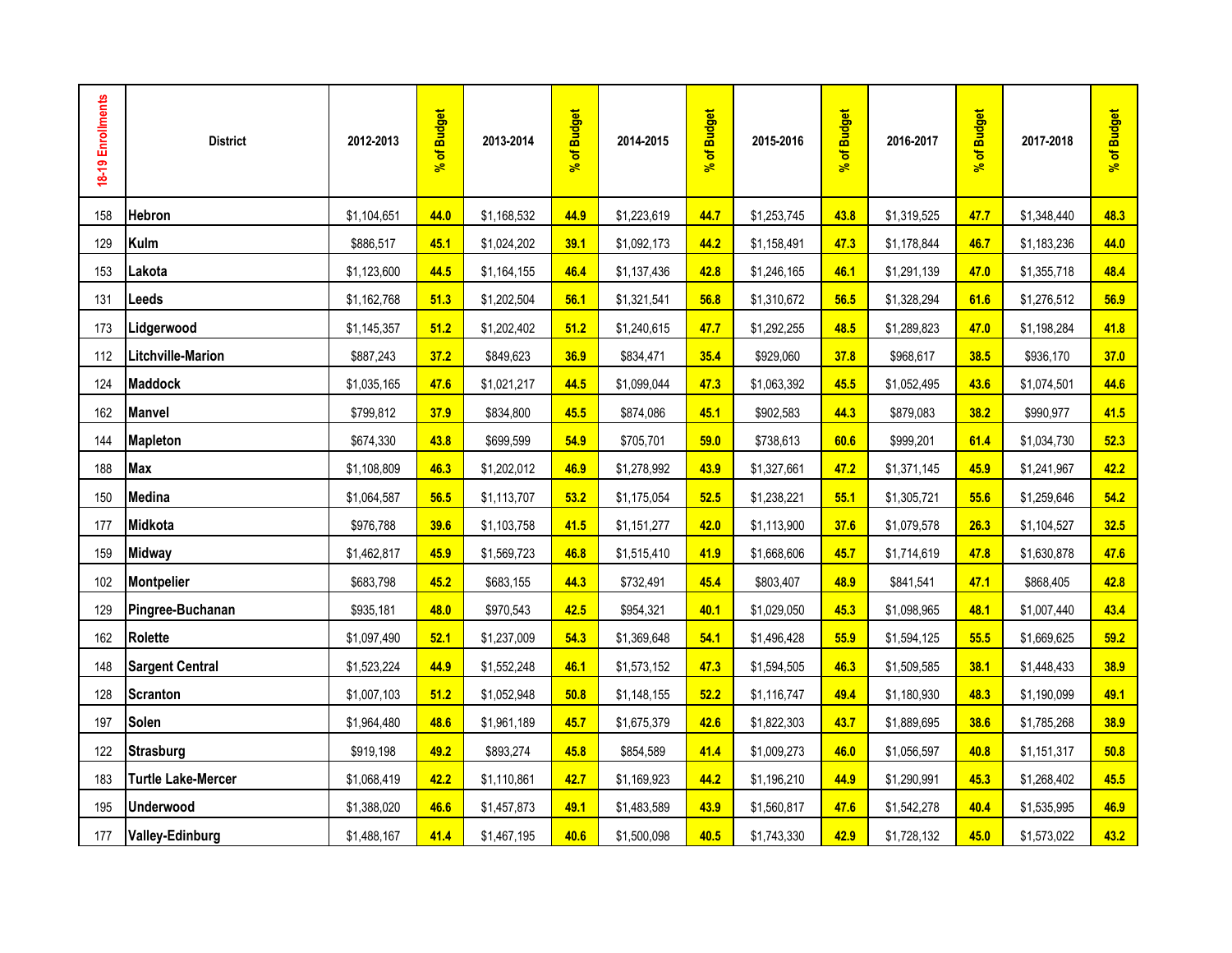| 18-19 Enrollments | District | 2012-2013 | % of Budget | 2013-2014 | % of Budget | 2014-2015 | % of Budget | 2015-2016 | % of Budget | 2016-2017 | % of Budget | 2017-2018 | % of Budget |
|---|---|---|---|---|---|---|---|---|---|---|---|---|---|
| 158 | **Hebron** | $1,104,651 | **44.0** | $1,168,532 | **44.9** | $1,223,619 | **44.7** | $1,253,745 | **43.8** | $1,319,525 | **47.7** | $1,348,440 | **48.3** |
| 129 | **Kulm** | $886,517 | **45.1** | $1,024,202 | **39.1** | $1,092,173 | **44.2** | $1,158,491 | **47.3** | $1,178,844 | **46.7** | $1,183,236 | **44.0** |
| 153 | **Lakota** | $1,123,600 | **44.5** | $1,164,155 | **46.4** | $1,137,436 | **42.8** | $1,246,165 | **46.1** | $1,291,139 | **47.0** | $1,355,718 | **48.4** |
| 131 | **Leeds** | $1,162,768 | **51.3** | $1,202,504 | **56.1** | $1,321,541 | **56.8** | $1,310,672 | **56.5** | $1,328,294 | **61.6** | $1,276,512 | **56.9** |
| 173 | **Lidgerwood** | $1,145,357 | **51.2** | $1,202,402 | **51.2** | $1,240,615 | **47.7** | $1,292,255 | **48.5** | $1,289,823 | **47.0** | $1,198,284 | **41.8** |
| 112 | **Litchville-Marion** | $887,243 | **37.2** | $849,623 | **36.9** | $834,471 | **35.4** | $929,060 | **37.8** | $968,617 | **38.5** | $936,170 | **37.0** |
| 124 | **Maddock** | $1,035,165 | **47.6** | $1,021,217 | **44.5** | $1,099,044 | **47.3** | $1,063,392 | **45.5** | $1,052,495 | **43.6** | $1,074,501 | **44.6** |
| 162 | **Manvel** | $799,812 | **37.9** | $834,800 | **45.5** | $874,086 | **45.1** | $902,583 | **44.3** | $879,083 | **38.2** | $990,977 | **41.5** |
| 144 | **Mapleton** | $674,330 | **43.8** | $699,599 | **54.9** | $705,701 | **59.0** | $738,613 | **60.6** | $999,201 | **61.4** | $1,034,730 | **52.3** |
| 188 | **Max** | $1,108,809 | **46.3** | $1,202,012 | **46.9** | $1,278,992 | **43.9** | $1,327,661 | **47.2** | $1,371,145 | **45.9** | $1,241,967 | **42.2** |
| 150 | **Medina** | $1,064,587 | **56.5** | $1,113,707 | **53.2** | $1,175,054 | **52.5** | $1,238,221 | **55.1** | $1,305,721 | **55.6** | $1,259,646 | **54.2** |
| 177 | **Midkota** | $976,788 | **39.6** | $1,103,758 | **41.5** | $1,151,277 | **42.0** | $1,113,900 | **37.6** | $1,079,578 | **26.3** | $1,104,527 | **32.5** |
| 159 | **Midway** | $1,462,817 | **45.9** | $1,569,723 | **46.8** | $1,515,410 | **41.9** | $1,668,606 | **45.7** | $1,714,619 | **47.8** | $1,630,878 | **47.6** |
| 102 | **Montpelier** | $683,798 | **45.2** | $683,155 | **44.3** | $732,491 | **45.4** | $803,407 | **48.9** | $841,541 | **47.1** | $868,405 | **42.8** |
| 129 | **Pingree-Buchanan** | $935,181 | **48.0** | $970,543 | **42.5** | $954,321 | **40.1** | $1,029,050 | **45.3** | $1,098,965 | **48.1** | $1,007,440 | **43.4** |
| 162 | **Rolette** | $1,097,490 | **52.1** | $1,237,009 | **54.3** | $1,369,648 | **54.1** | $1,496,428 | **55.9** | $1,594,125 | **55.5** | $1,669,625 | **59.2** |
| 148 | **Sargent Central** | $1,523,224 | **44.9** | $1,552,248 | **46.1** | $1,573,152 | **47.3** | $1,594,505 | **46.3** | $1,509,585 | **38.1** | $1,448,433 | **38.9** |
| 128 | **Scranton** | $1,007,103 | **51.2** | $1,052,948 | **50.8** | $1,148,155 | **52.2** | $1,116,747 | **49.4** | $1,180,930 | **48.3** | $1,190,099 | **49.1** |
| 197 | **Solen** | $1,964,480 | **48.6** | $1,961,189 | **45.7** | $1,675,379 | **42.6** | $1,822,303 | **43.7** | $1,889,695 | **38.6** | $1,785,268 | **38.9** |
| 122 | **Strasburg** | $919,198 | **49.2** | $893,274 | **45.8** | $854,589 | **41.4** | $1,009,273 | **46.0** | $1,056,597 | **40.8** | $1,151,317 | **50.8** |
| 183 | **Turtle Lake-Mercer** | $1,068,419 | **42.2** | $1,110,861 | **42.7** | $1,169,923 | **44.2** | $1,196,210 | **44.9** | $1,290,991 | **45.3** | $1,268,402 | **45.5** |
| 195 | **Underwood** | $1,388,020 | **46.6** | $1,457,873 | **49.1** | $1,483,589 | **43.9** | $1,560,817 | **47.6** | $1,542,278 | **40.4** | $1,535,995 | **46.9** |
| 177 | **Valley-Edinburg** | $1,488,167 | **41.4** | $1,467,195 | **40.6** | $1,500,098 | **40.5** | $1,743,330 | **42.9** | $1,728,132 | **45.0** | $1,573,022 | **43.2** |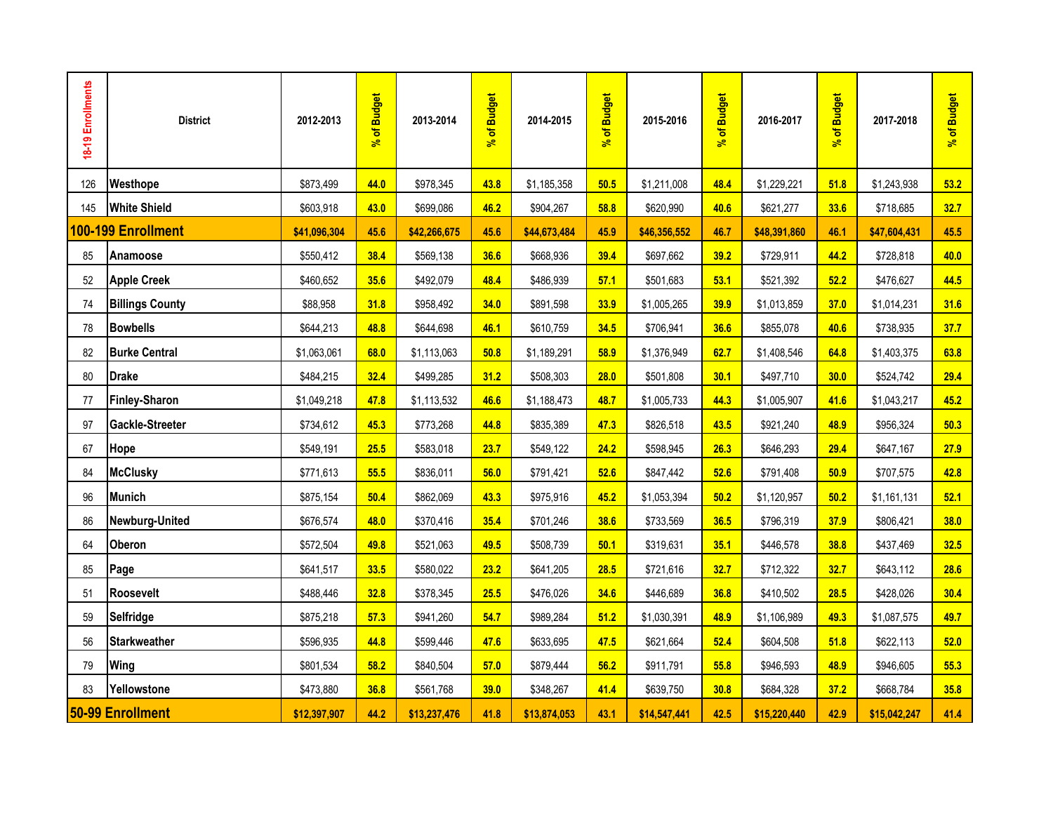| 18-19 Enrollments | District | 2012-2013 | % of Budget | 2013-2014 | % of Budget | 2014-2015 | % of Budget | 2015-2016 | % of Budget | 2016-2017 | % of Budget | 2017-2018 | % of Budget |
|---|---|---|---|---|---|---|---|---|---|---|---|---|---|
| 126 | **Westhope** | $873,499 | **44.0** | $978,345 | **43.8** | $1,185,358 | **50.5** | $1,211,008 | **48.4** | $1,229,221 | **51.8** | $1,243,938 | **53.2** |
| 145 | **White Shield** | $603,918 | **43.0** | $699,086 | **46.2** | $904,267 | **58.8** | $620,990 | **40.6** | $621,277 | **33.6** | $718,685 | **32.7** |
| **100-199 Enrollment** | | **$41,096,304** | **45.6** | **$42,266,675** | **45.6** | **$44,673,484** | **45.9** | **$46,356,552** | **46.7** | **$48,391,860** | **46.1** | **$47,604,431** | **45.5** |
| 85 | **Anamoose** | $550,412 | **38.4** | $569,138 | **36.6** | $668,936 | **39.4** | $697,662 | **39.2** | $729,911 | **44.2** | $728,818 | **40.0** |
| 52 | **Apple Creek** | $460,652 | **35.6** | $492,079 | **48.4** | $486,939 | **57.1** | $501,683 | **53.1** | $521,392 | **52.2** | $476,627 | **44.5** |
| 74 | **Billings County** | $88,958 | **31.8** | $958,492 | **34.0** | $891,598 | **33.9** | $1,005,265 | **39.9** | $1,013,859 | **37.0** | $1,014,231 | **31.6** |
| 78 | **Bowbells** | $644,213 | **48.8** | $644,698 | **46.1** | $610,759 | **34.5** | $706,941 | **36.6** | $855,078 | **40.6** | $738,935 | **37.7** |
| 82 | **Burke Central** | $1,063,061 | **68.0** | $1,113,063 | **50.8** | $1,189,291 | **58.9** | $1,376,949 | **62.7** | $1,408,546 | **64.8** | $1,403,375 | **63.8** |
| 80 | **Drake** | $484,215 | **32.4** | $499,285 | **31.2** | $508,303 | **28.0** | $501,808 | **30.1** | $497,710 | **30.0** | $524,742 | **29.4** |
| 77 | **Finley-Sharon** | $1,049,218 | **47.8** | $1,113,532 | **46.6** | $1,188,473 | **48.7** | $1,005,733 | **44.3** | $1,005,907 | **41.6** | $1,043,217 | **45.2** |
| 97 | **Gackle-Streeter** | $734,612 | **45.3** | $773,268 | **44.8** | $835,389 | **47.3** | $826,518 | **43.5** | $921,240 | **48.9** | $956,324 | **50.3** |
| 67 | **Hope** | $549,191 | **25.5** | $583,018 | **23.7** | $549,122 | **24.2** | $598,945 | **26.3** | $646,293 | **29.4** | $647,167 | **27.9** |
| 84 | **McClusky** | $771,613 | **55.5** | $836,011 | **56.0** | $791,421 | **52.6** | $847,442 | **52.6** | $791,408 | **50.9** | $707,575 | **42.8** |
| 96 | **Munich** | $875,154 | **50.4** | $862,069 | **43.3** | $975,916 | **45.2** | $1,053,394 | **50.2** | $1,120,957 | **50.2** | $1,161,131 | **52.1** |
| 86 | **Newburg-United** | $676,574 | **48.0** | $370,416 | **35.4** | $701,246 | **38.6** | $733,569 | **36.5** | $796,319 | **37.9** | $806,421 | **38.0** |
| 64 | **Oberon** | $572,504 | **49.8** | $521,063 | **49.5** | $508,739 | **50.1** | $319,631 | **35.1** | $446,578 | **38.8** | $437,469 | **32.5** |
| 85 | **Page** | $641,517 | **33.5** | $580,022 | **23.2** | $641,205 | **28.5** | $721,616 | **32.7** | $712,322 | **32.7** | $643,112 | **28.6** |
| 51 | **Roosevelt** | $488,446 | **32.8** | $378,345 | **25.5** | $476,026 | **34.6** | $446,689 | **36.8** | $410,502 | **28.5** | $428,026 | **30.4** |
| 59 | **Selfridge** | $875,218 | **57.3** | $941,260 | **54.7** | $989,284 | **51.2** | $1,030,391 | **48.9** | $1,106,989 | **49.3** | $1,087,575 | **49.7** |
| 56 | **Starkweather** | $596,935 | **44.8** | $599,446 | **47.6** | $633,695 | **47.5** | $621,664 | **52.4** | $604,508 | **51.8** | $622,113 | **52.0** |
| 79 | **Wing** | $801,534 | **58.2** | $840,504 | **57.0** | $879,444 | **56.2** | $911,791 | **55.8** | $946,593 | **48.9** | $946,605 | **55.3** |
| 83 | **Yellowstone** | $473,880 | **36.8** | $561,768 | **39.0** | $348,267 | **41.4** | $639,750 | **30.8** | $684,328 | **37.2** | $668,784 | **35.8** |
| **50-99 Enrollment** | | **$12,397,907** | **44.2** | **$13,237,476** | **41.8** | **$13,874,053** | **43.1** | **$14,547,441** | **42.5** | **$15,220,440** | **42.9** | **$15,042,247** | **41.4** |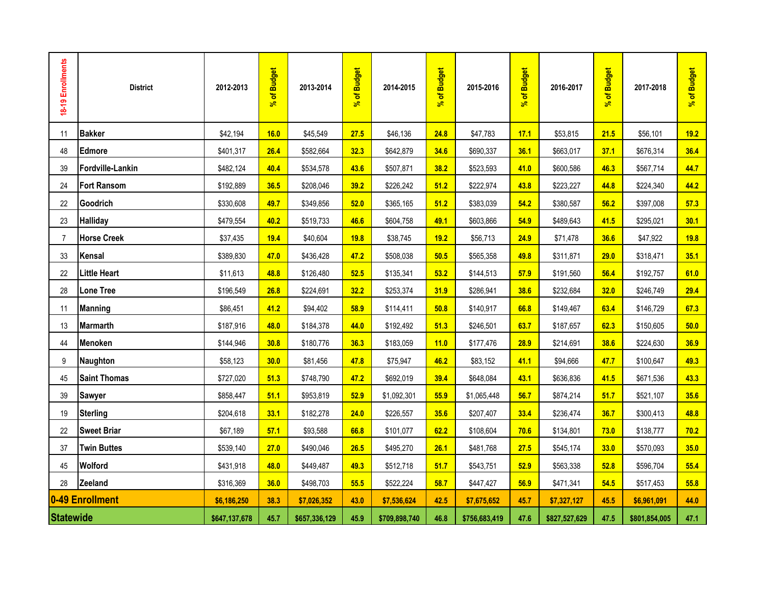| 18-19 Enrollments | District | 2012-2013 | % of Budget | 2013-2014 | % of Budget | 2014-2015 | % of Budget | 2015-2016 | % of Budget | 2016-2017 | % of Budget | 2017-2018 | % of Budget |
|---|---|---|---|---|---|---|---|---|---|---|---|---|---|
| 11 | **Bakker** | $42,194 | **16.0** | $45,549 | **27.5** | $46,136 | **24.8** | $47,783 | **17.1** | $53,815 | **21.5** | $56,101 | **19.2** |
| 48 | **Edmore** | $401,317 | **26.4** | $582,664 | **32.3** | $642,879 | **34.6** | $690,337 | **36.1** | $663,017 | **37.1** | $676,314 | **36.4** |
| 39 | **Fordville-Lankin** | $482,124 | **40.4** | $534,578 | **43.6** | $507,871 | **38.2** | $523,593 | **41.0** | $600,586 | **46.3** | $567,714 | **44.7** |
| 24 | **Fort Ransom** | $192,889 | **36.5** | $208,046 | **39.2** | $226,242 | **51.2** | $222,974 | **43.8** | $223,227 | **44.8** | $224,340 | **44.2** |
| 22 | **Goodrich** | $330,608 | **49.7** | $349,856 | **52.0** | $365,165 | **51.2** | $383,039 | **54.2** | $380,587 | **56.2** | $397,008 | **57.3** |
| 23 | **Halliday** | $479,554 | **40.2** | $519,733 | **46.6** | $604,758 | **49.1** | $603,866 | **54.9** | $489,643 | **41.5** | $295,021 | **30.1** |
| 7 | **Horse Creek** | $37,435 | **19.4** | $40,604 | **19.8** | $38,745 | **19.2** | $56,713 | **24.9** | $71,478 | **36.6** | $47,922 | **19.8** |
| 33 | **Kensal** | $389,830 | **47.0** | $436,428 | **47.2** | $508,038 | **50.5** | $565,358 | **49.8** | $311,871 | **29.0** | $318,471 | **35.1** |
| 22 | **Little Heart** | $11,613 | **48.8** | $126,480 | **52.5** | $135,341 | **53.2** | $144,513 | **57.9** | $191,560 | **56.4** | $192,757 | **61.0** |
| 28 | **Lone Tree** | $196,549 | **26.8** | $224,691 | **32.2** | $253,374 | **31.9** | $286,941 | **38.6** | $232,684 | **32.0** | $246,749 | **29.4** |
| 11 | **Manning** | $86,451 | **41.2** | $94,402 | **58.9** | $114,411 | **50.8** | $140,917 | **66.8** | $149,467 | **63.4** | $146,729 | **67.3** |
| 13 | **Marmarth** | $187,916 | **48.0** | $184,378 | **44.0** | $192,492 | **51.3** | $246,501 | **63.7** | $187,657 | **62.3** | $150,605 | **50.0** |
| 44 | **Menoken** | $144,946 | **30.8** | $180,776 | **36.3** | $183,059 | **11.0** | $177,476 | **28.9** | $214,691 | **38.6** | $224,630 | **36.9** |
| 9 | **Naughton** | $58,123 | **30.0** | $81,456 | **47.8** | $75,947 | **46.2** | $83,152 | **41.1** | $94,666 | **47.7** | $100,647 | **49.3** |
| 45 | **Saint Thomas** | $727,020 | **51.3** | $748,790 | **47.2** | $692,019 | **39.4** | $648,084 | **43.1** | $636,836 | **41.5** | $671,536 | **43.3** |
| 39 | **Sawyer** | $858,447 | **51.1** | $953,819 | **52.9** | $1,092,301 | **55.9** | $1,065,448 | **56.7** | $874,214 | **51.7** | $521,107 | **35.6** |
| 19 | **Sterling** | $204,618 | **33.1** | $182,278 | **24.0** | $226,557 | **35.6** | $207,407 | **33.4** | $236,474 | **36.7** | $300,413 | **48.8** |
| 22 | **Sweet Briar** | $67,189 | **57.1** | $93,588 | **66.8** | $101,077 | **62.2** | $108,604 | **70.6** | $134,801 | **73.0** | $138,777 | **70.2** |
| 37 | **Twin Buttes** | $539,140 | **27.0** | $490,046 | **26.5** | $495,270 | **26.1** | $481,768 | **27.5** | $545,174 | **33.0** | $570,093 | **35.0** |
| 45 | **Wolford** | $431,918 | **48.0** | $449,487 | **49.3** | $512,718 | **51.7** | $543,751 | **52.9** | $563,338 | **52.8** | $596,704 | **55.4** |
| 28 | **Zeeland** | $316,369 | **36.0** | $498,703 | **55.5** | $522,224 | **58.7** | $447,427 | **56.9** | $471,341 | **54.5** | $517,453 | **55.8** |
| **0-49 Enrollment** | | **$6,186,250** | **38.3** | **$7,026,352** | **43.0** | **$7,536,624** | **42.5** | **$7,675,652** | **45.7** | **$7,327,127** | **45.5** | **$6,961,091** | **44.0** |
| **Statewide** | | **$647,137,678** | **45.7** | **$657,336,129** | **45.9** | **$709,898,740** | **46.8** | **$756,683,419** | **47.6** | **$827,527,629** | **47.5** | **$801,854,005** | **47.1** |